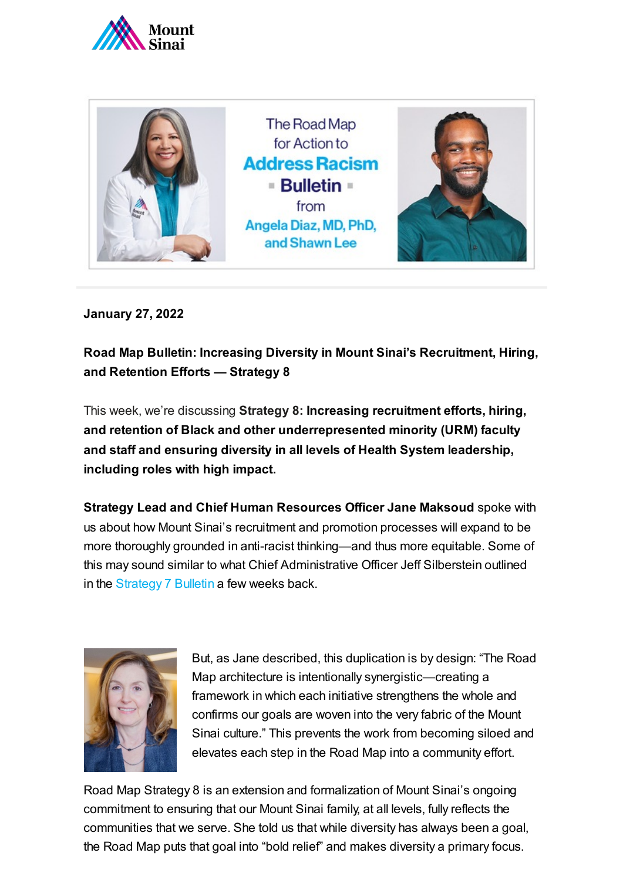The Road Map for Action to **Address Racism** **Bulletin** from Angela Diaz, MD, PhD, and Shawn Lee

**January 27, 2022**

**Road Map Bulletin: Increasing Diversity in Mount Sinai's Recruitment, Hiring, and Retention Efforts — Strategy 8**

This week, we're discussing **Strategy 8: Increasing recruitment efforts, hiring, and retention of Black and other underrepresented minority (URM) faculty and staff and ensuring diversity in all levels of Health System leadership, including roles with high impact.**

**Strategy Lead and Chief Human Resources Officer Jane Maksoud** spoke with us about how Mount Sinai's recruitment and promotion processes will expand to be more thoroughly grounded in anti-racist thinking—and thus more equitable. Some of this may sound similar to what Chief Administrative Officer Jeff Silberstein outlined in the Strategy 7 Bulletin a few weeks back.

But, as Jane described, this duplication is by design: "The Road Map architecture is intentionally synergistic—creating a framework in which each initiative strengthens the whole and confirms our goals are woven into the very fabric of the Mount Sinai culture." This prevents the work from becoming siloed and elevates each step in the Road Map into a community effort.

Road Map Strategy 8 is an extension and formalization of Mount Sinai's ongoing commitment to ensuring that our Mount Sinai family, at all levels, fully reflects the communities that we serve. She told us that while diversity has always been a goal, the Road Map puts that goal into "bold relief" and makes diversity a primary focus.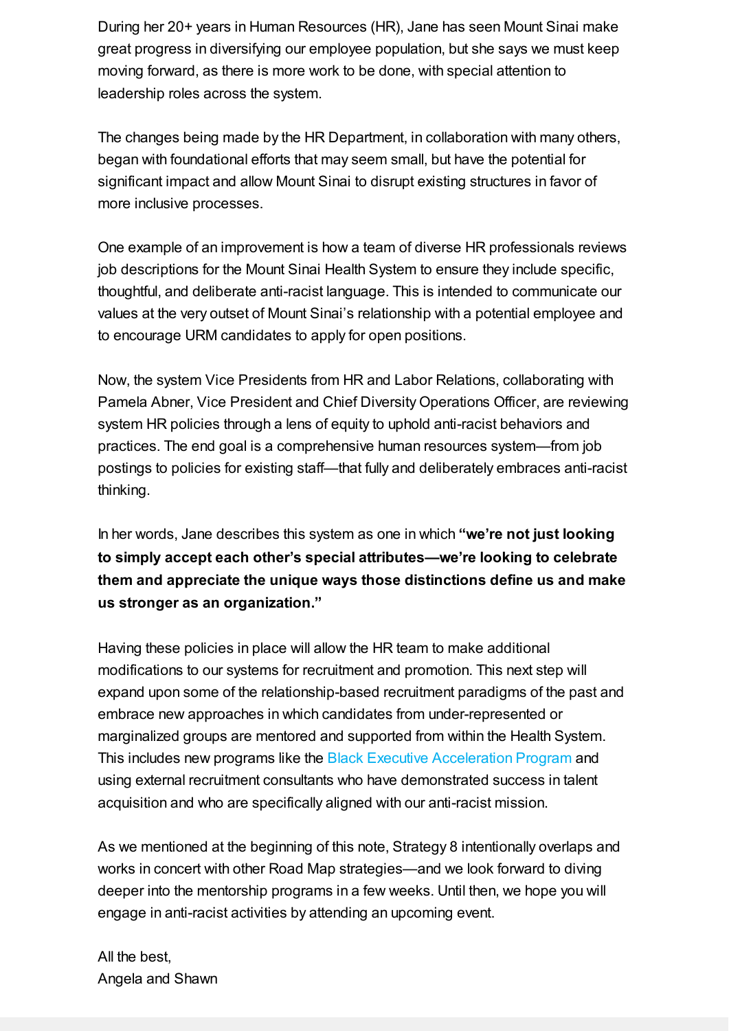During her 20+ years in Human Resources (HR), Jane has seen Mount Sinai make great progress in diversifying our employee population, but she says we must keep moving forward, as there is more work to be done, with special attention to leadership roles across the system.

The changes being made by the HR Department, in collaboration with many others, began with foundational efforts that may seem small, but have the potential for significant impact and allow Mount Sinai to disrupt existing structures in favor of more inclusive processes.

One example of an improvement is how a team of diverse HR professionals reviews job descriptions for the Mount Sinai Health System to ensure they include specific, thoughtful, and deliberate anti-racist language. This is intended to communicate our values at the very outset of Mount Sinai's relationship with a potential employee and to encourage URM candidates to apply for open positions.

Now, the system Vice Presidents from HR and Labor Relations, collaborating with Pamela Abner, Vice President and Chief Diversity Operations Officer, are reviewing system HR policies through a lens of equity to uphold anti-racist behaviors and practices. The end goal is a comprehensive human resources system—from job postings to policies for existing staff—that fully and deliberately embraces anti-racist thinking.

In her words, Jane describes this system as one in which **"we're not just looking to simply accept each other's special attributes—we're looking to celebrate them and appreciate the unique ways those distinctions define us and make us stronger as an organization."**

Having these policies in place will allow the HR team to make additional modifications to our systems for recruitment and promotion. This next step will expand upon some of the relationship-based recruitment paradigms of the past and embrace new approaches in which candidates from under-represented or marginalized groups are mentored and supported from within the Health System. This includes new programs like the Black Executive Acceleration Program and using external recruitment consultants who have demonstrated success in talent acquisition and who are specifically aligned with our anti-racist mission.

As we mentioned at the beginning of this note, Strategy 8 intentionally overlaps and works in concert with other Road Map strategies—and we look forward to diving deeper into the mentorship programs in a few weeks. Until then, we hope you will engage in anti-racist activities by attending an upcoming event.

All the best,
Angela and Shawn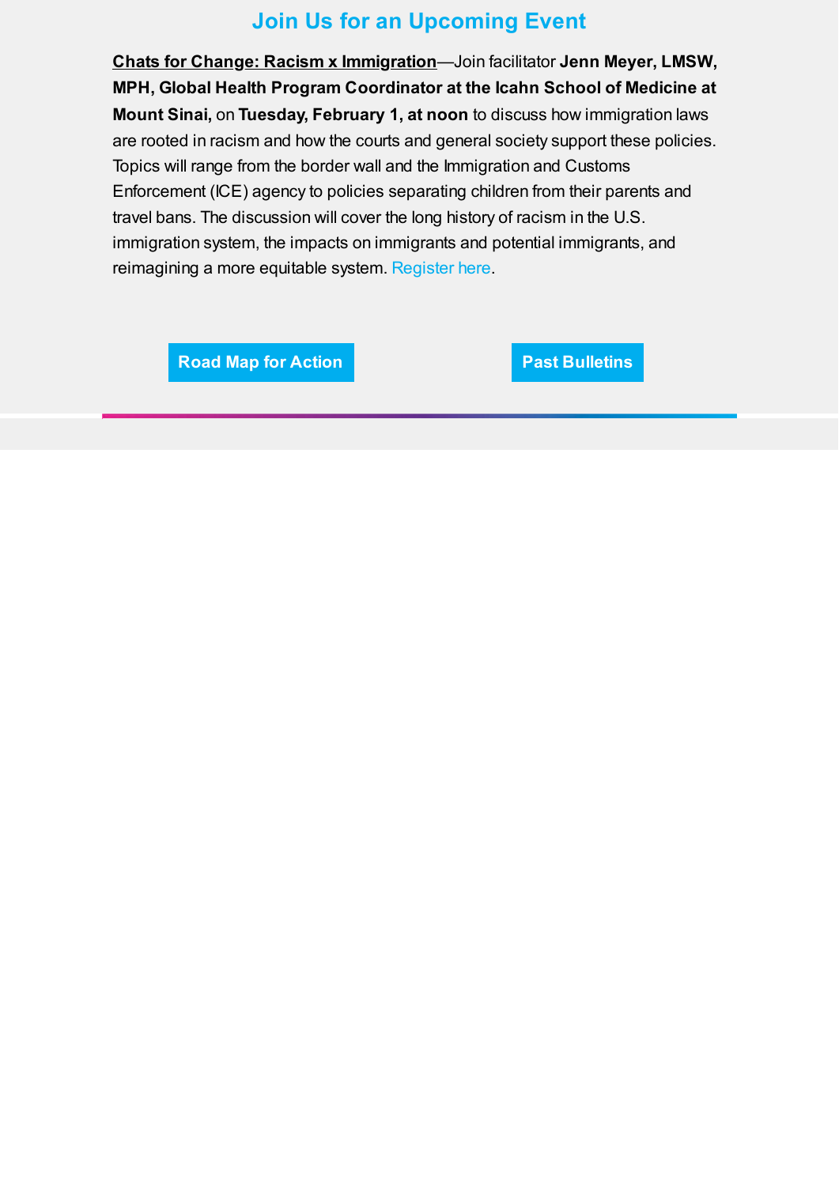## Join Us for an Upcoming Event

**Chats for Change: Racism x Immigration**—Join facilitator **Jenn Meyer, LMSW, MPH, Global Health Program Coordinator at the Icahn School of Medicine at Mount Sinai,** on **Tuesday, February 1, at noon** to discuss how immigration laws are rooted in racism and how the courts and general society support these policies. Topics will range from the border wall and the Immigration and Customs Enforcement (ICE) agency to policies separating children from their parents and travel bans. The discussion will cover the long history of racism in the U.S. immigration system, the impacts on immigrants and potential immigrants, and reimagining a more equitable system. Register here.

**Road Map for Action**

**Past Bulletins**